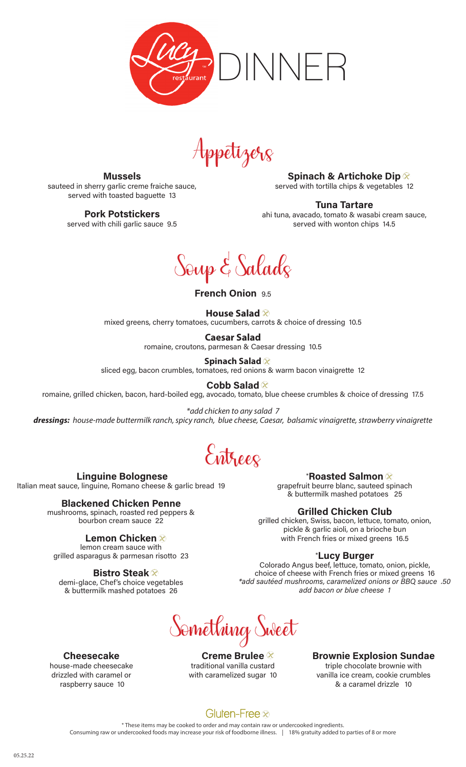# Lucy restaurant DINNER

## Appetizers

**Mussels**
sauteed in sherry garlic creme fraiche sauce, served with toasted baguette 13

**Pork Potstickers**
served with chili garlic sauce 9.5

**Spinach & Artichoke Dip** ⊗
served with tortilla chips & vegetables 12

**Tuna Tartare**
ahi tuna, avacado, tomato & wasabi cream sauce, served with wonton chips 14.5

## Soup & Salads

**French Onion** 9.5

**House Salad** ⊗
mixed greens, cherry tomatoes, cucumbers, carrots & choice of dressing 10.5

**Caesar Salad**
romaine, croutons, parmesan & Caesar dressing 10.5

**Spinach Salad** ⊗
sliced egg, bacon crumbles, tomatoes, red onions & warm bacon vinaigrette 12

**Cobb Salad** ⊗
romaine, grilled chicken, bacon, hard-boiled egg, avocado, tomato, blue cheese crumbles & choice of dressing 17.5

*\*add chicken to any salad 7*

***dressings:** house-made buttermilk ranch, spicy ranch, blue cheese, Caesar, balsamic vinaigrette, strawberry vinaigrette*

## Entrees

**Linguine Bolognese**
Italian meat sauce, linguine, Romano cheese & garlic bread 19

**Blackened Chicken Penne**
mushrooms, spinach, roasted red peppers & bourbon cream sauce 22

**Lemon Chicken** ⊗
lemon cream sauce with grilled asparagus & parmesan risotto 23

**Bistro Steak** ⊗
demi-glace, Chef's choice vegetables & buttermilk mashed potatoes 26

**\*Roasted Salmon** ⊗
grapefruit beurre blanc, sauteed spinach & buttermilk mashed potatoes 25

**Grilled Chicken Club**
grilled chicken, Swiss, bacon, lettuce, tomato, onion, pickle & garlic aioli, on a brioche bun with French fries or mixed greens 16.5

**\*Lucy Burger**
Colorado Angus beef, lettuce, tomato, onion, pickle, choice of cheese with French fries or mixed greens 16
*\*add sautéed mushrooms, caramelized onions or BBQ sauce .50*
*add bacon or blue cheese 1*

## Something Sweet

**Cheesecake**
house-made cheesecake drizzled with caramel or raspberry sauce 10

**Creme Brulee** ⊗
traditional vanilla custard with caramelized sugar 10

**Brownie Explosion Sundae**
triple chocolate brownie with vanilla ice cream, cookie crumbles & a caramel drizzle 10

Gluten-Free ⊗

\* These items may be cooked to order and may contain raw or undercooked ingredients.
Consuming raw or undercooked foods may increase your risk of foodborne illness. | 18% gratuity added to parties of 8 or more

05.25.22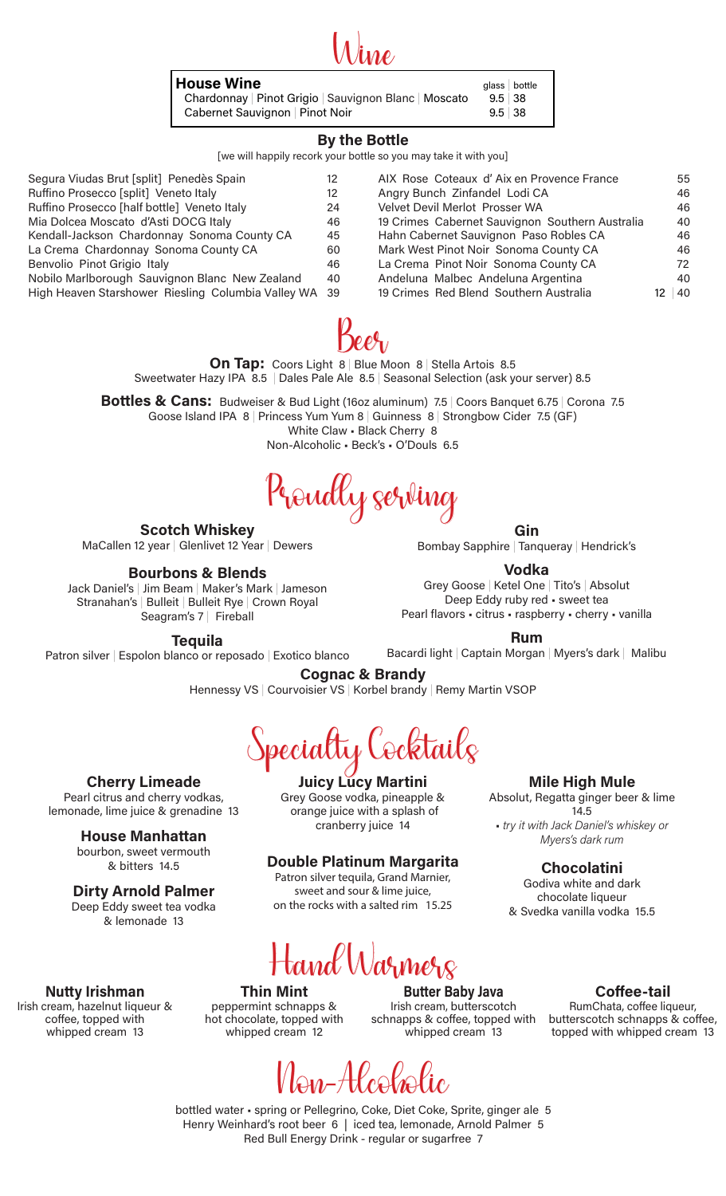# Wine

## House Wine

| | glass \| bottle |
|---|---|
| Chardonnay \| Pinot Grigio \| Sauvignon Blanc \| Moscato | 9.5 \| 38 |
| Cabernet Sauvignon \| Pinot Noir | 9.5 \| 38 |

## By the Bottle

[we will happily recork your bottle so you may take it with you]

| | |
|---|---|
| Segura Viudas Brut [split] Penedès Spain | 12 |
| Ruffino Prosecco [split] Veneto Italy | 12 |
| Ruffino Prosecco [half bottle] Veneto Italy | 24 |
| Mia Dolcea Moscato d'Asti DOCG Italy | 46 |
| Kendall-Jackson Chardonnay Sonoma County CA | 45 |
| La Crema Chardonnay Sonoma County CA | 60 |
| Benvolio Pinot Grigio Italy | 46 |
| Nobilo Marlborough Sauvignon Blanc New Zealand | 40 |
| High Heaven Starshower Riesling Columbia Valley WA | 39 |
| AIX Rose Coteaux d' Aix en Provence France | 55 |
| Angry Bunch Zinfandel Lodi CA | 46 |
| Velvet Devil Merlot Prosser WA | 46 |
| 19 Crimes Cabernet Sauvignon Southern Australia | 40 |
| Hahn Cabernet Sauvignon Paso Robles CA | 46 |
| Mark West Pinot Noir Sonoma County CA | 46 |
| La Crema Pinot Noir Sonoma County CA | 72 |
| Andeluna Malbec Andeluna Argentina | 40 |
| 19 Crimes Red Blend Southern Australia | 12 \| 40 |

# Beer

**On Tap:** Coors Light 8 | Blue Moon 8 | Stella Artois 8.5
Sweetwater Hazy IPA 8.5 | Dales Pale Ale 8.5 | Seasonal Selection (ask your server) 8.5

**Bottles & Cans:** Budweiser & Bud Light (16oz aluminum) 7.5 | Coors Banquet 6.75 | Corona 7.5
Goose Island IPA 8 | Princess Yum Yum 8 | Guinness 8 | Strongbow Cider 7.5 (GF)
White Claw • Black Cherry 8
Non-Alcoholic • Beck's • O'Douls 6.5

# Proudly serving

### Scotch Whiskey
MaCallen 12 year | Glenlivet 12 Year | Dewers

### Gin
Bombay Sapphire | Tanqueray | Hendrick's

### Bourbons & Blends
Jack Daniel's | Jim Beam | Maker's Mark | Jameson
Stranahan's | Bulleit | Bulleit Rye | Crown Royal
Seagram's 7 | Fireball

### Vodka
Grey Goose | Ketel One | Tito's | Absolut
Deep Eddy ruby red • sweet tea
Pearl flavors • citrus • raspberry • cherry • vanilla

### Tequila
Patron silver | Espolon blanco or reposado | Exotico blanco

### Rum
Bacardi light | Captain Morgan | Myers's dark | Malibu

### Cognac & Brandy
Hennessy VS | Courvoisier VS | Korbel brandy | Remy Martin VSOP

# Specialty Cocktails

### Cherry Limeade
Pearl citrus and cherry vodkas, lemonade, lime juice & grenadine 13

### Juicy Lucy Martini
Grey Goose vodka, pineapple & orange juice with a splash of cranberry juice 14

### Mile High Mule
Absolut, Regatta ginger beer & lime 14.5
• *try it with Jack Daniel's whiskey or Myers's dark rum*

### House Manhattan
bourbon, sweet vermouth & bitters 14.5

### Double Platinum Margarita
Patron silver tequila, Grand Marnier, sweet and sour & lime juice, on the rocks with a salted rim 15.25

### Chocolatini
Godiva white and dark chocolate liqueur & Svedka vanilla vodka 15.5

### Dirty Arnold Palmer
Deep Eddy sweet tea vodka & lemonade 13

# Hand Warmers

### Nutty Irishman
Irish cream, hazelnut liqueur & coffee, topped with whipped cream 13

### Thin Mint
peppermint schnapps & hot chocolate, topped with whipped cream 12

### Butter Baby Java
Irish cream, butterscotch schnapps & coffee, topped with whipped cream 13

### Coffee-tail
RumChata, coffee liqueur, butterscotch schnapps & coffee, topped with whipped cream 13

# Non-Alcoholic

bottled water • spring or Pellegrino, Coke, Diet Coke, Sprite, ginger ale 5
Henry Weinhard's root beer 6 | iced tea, lemonade, Arnold Palmer 5
Red Bull Energy Drink - regular or sugarfree 7